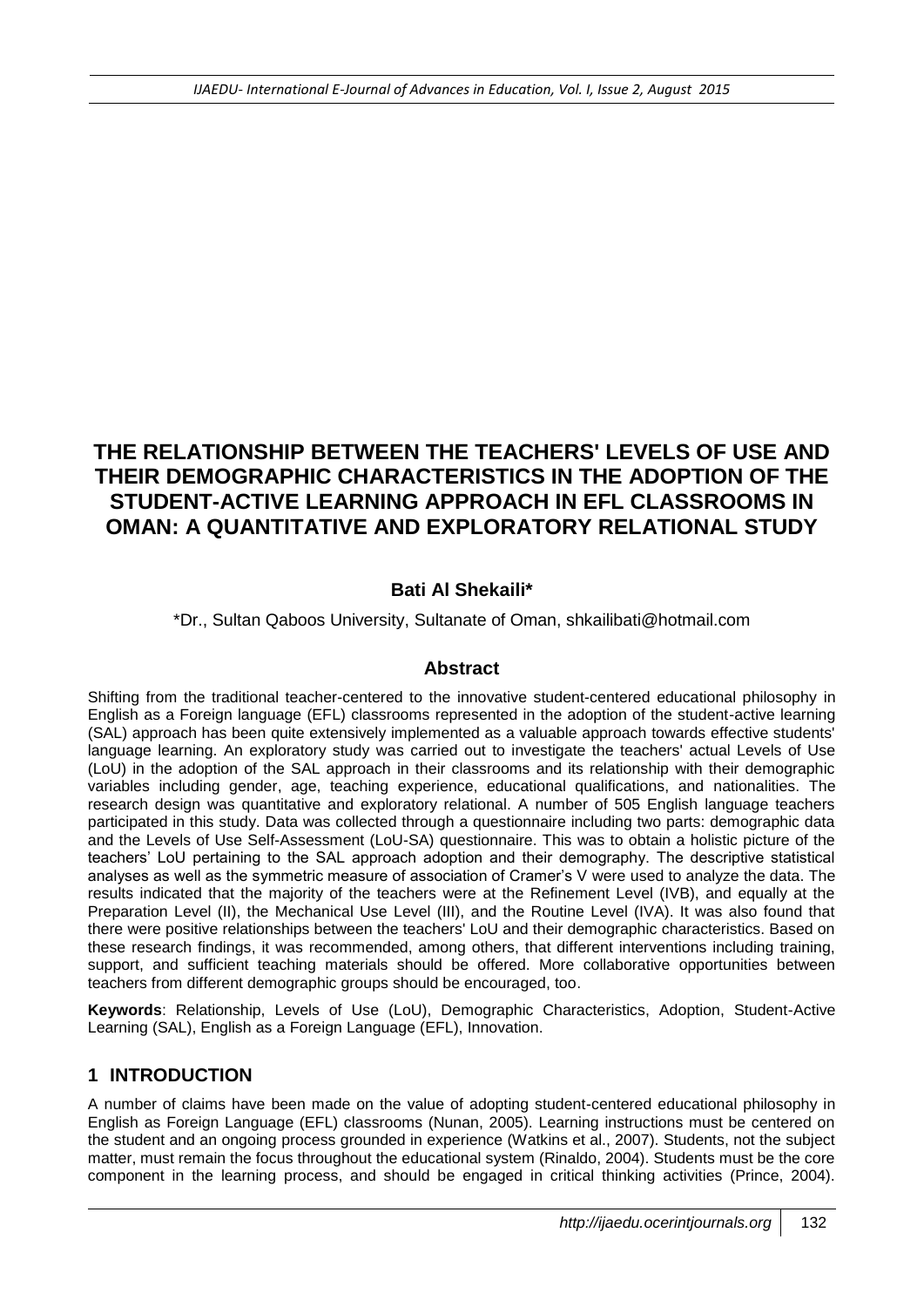# THE RELATIONSHIP BETWEEN THE TEACHERS' LEVELS OF USE AND THEIR DEMOGRAPHIC CHARACTERISTICS IN THE ADOPTION OF THE STUDENT-ACTIVE LEARNING APPROACH IN EFL CLASSROOMS IN OMAN: A QUANTITATIVE AND EXPLORATORY RELATIONAL STUDY

**Bati Al Shekaili***

*Dr., Sultan Qaboos University, Sultanate of Oman, shkailibati@hotmail.com

## Abstract

Shifting from the traditional teacher-centered to the innovative student-centered educational philosophy in English as a Foreign language (EFL) classrooms represented in the adoption of the student-active learning (SAL) approach has been quite extensively implemented as a valuable approach towards effective students' language learning. An exploratory study was carried out to investigate the teachers' actual Levels of Use (LoU) in the adoption of the SAL approach in their classrooms and its relationship with their demographic variables including gender, age, teaching experience, educational qualifications, and nationalities. The research design was quantitative and exploratory relational. A number of 505 English language teachers participated in this study. Data was collected through a questionnaire including two parts: demographic data and the Levels of Use Self-Assessment (LoU-SA) questionnaire. This was to obtain a holistic picture of the teachers' LoU pertaining to the SAL approach adoption and their demography. The descriptive statistical analyses as well as the symmetric measure of association of Cramer's V were used to analyze the data. The results indicated that the majority of the teachers were at the Refinement Level (IVB), and equally at the Preparation Level (II), the Mechanical Use Level (III), and the Routine Level (IVA). It was also found that there were positive relationships between the teachers' LoU and their demographic characteristics. Based on these research findings, it was recommended, among others, that different interventions including training, support, and sufficient teaching materials should be offered. More collaborative opportunities between teachers from different demographic groups should be encouraged, too.

**Keywords**: Relationship, Levels of Use (LoU), Demographic Characteristics, Adoption, Student-Active Learning (SAL), English as a Foreign Language (EFL), Innovation.

## 1 INTRODUCTION

A number of claims have been made on the value of adopting student-centered educational philosophy in English as Foreign Language (EFL) classrooms (Nunan, 2005). Learning instructions must be centered on the student and an ongoing process grounded in experience (Watkins et al., 2007). Students, not the subject matter, must remain the focus throughout the educational system (Rinaldo, 2004). Students must be the core component in the learning process, and should be engaged in critical thinking activities (Prince, 2004).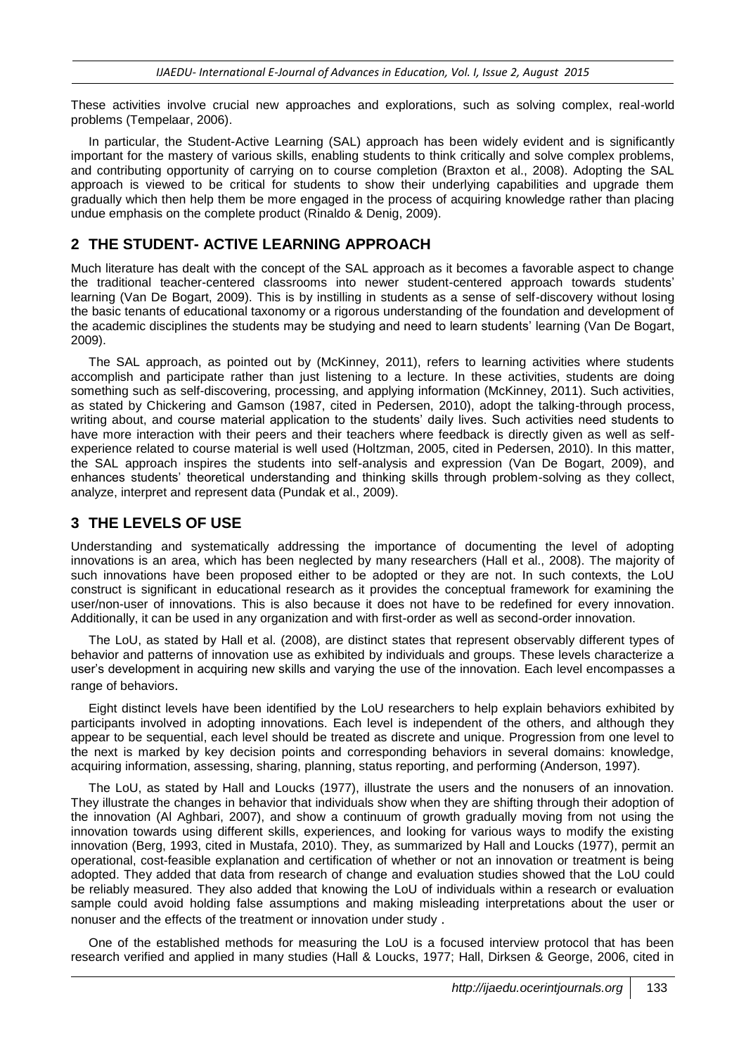These activities involve crucial new approaches and explorations, such as solving complex, real-world problems (Tempelaar, 2006).

In particular, the Student-Active Learning (SAL) approach has been widely evident and is significantly important for the mastery of various skills, enabling students to think critically and solve complex problems, and contributing opportunity of carrying on to course completion (Braxton et al., 2008). Adopting the SAL approach is viewed to be critical for students to show their underlying capabilities and upgrade them gradually which then help them be more engaged in the process of acquiring knowledge rather than placing undue emphasis on the complete product (Rinaldo & Denig, 2009).

## 2 THE STUDENT- ACTIVE LEARNING APPROACH

Much literature has dealt with the concept of the SAL approach as it becomes a favorable aspect to change the traditional teacher-centered classrooms into newer student-centered approach towards students' learning (Van De Bogart, 2009). This is by instilling in students as a sense of self-discovery without losing the basic tenants of educational taxonomy or a rigorous understanding of the foundation and development of the academic disciplines the students may be studying and need to learn students' learning (Van De Bogart, 2009).

The SAL approach, as pointed out by (McKinney, 2011), refers to learning activities where students accomplish and participate rather than just listening to a lecture. In these activities, students are doing something such as self-discovering, processing, and applying information (McKinney, 2011). Such activities, as stated by Chickering and Gamson (1987, cited in Pedersen, 2010), adopt the talking-through process, writing about, and course material application to the students' daily lives. Such activities need students to have more interaction with their peers and their teachers where feedback is directly given as well as self-experience related to course material is well used (Holtzman, 2005, cited in Pedersen, 2010). In this matter, the SAL approach inspires the students into self-analysis and expression (Van De Bogart, 2009), and enhances students' theoretical understanding and thinking skills through problem-solving as they collect, analyze, interpret and represent data (Pundak et al., 2009).

## 3 THE LEVELS OF USE

Understanding and systematically addressing the importance of documenting the level of adopting innovations is an area, which has been neglected by many researchers (Hall et al., 2008). The majority of such innovations have been proposed either to be adopted or they are not. In such contexts, the LoU construct is significant in educational research as it provides the conceptual framework for examining the user/non-user of innovations. This is also because it does not have to be redefined for every innovation. Additionally, it can be used in any organization and with first-order as well as second-order innovation.

The LoU, as stated by Hall et al. (2008), are distinct states that represent observably different types of behavior and patterns of innovation use as exhibited by individuals and groups. These levels characterize a user's development in acquiring new skills and varying the use of the innovation. Each level encompasses a range of behaviors.

Eight distinct levels have been identified by the LoU researchers to help explain behaviors exhibited by participants involved in adopting innovations. Each level is independent of the others, and although they appear to be sequential, each level should be treated as discrete and unique. Progression from one level to the next is marked by key decision points and corresponding behaviors in several domains: knowledge, acquiring information, assessing, sharing, planning, status reporting, and performing (Anderson, 1997).

The LoU, as stated by Hall and Loucks (1977), illustrate the users and the nonusers of an innovation. They illustrate the changes in behavior that individuals show when they are shifting through their adoption of the innovation (Al Aghbari, 2007), and show a continuum of growth gradually moving from not using the innovation towards using different skills, experiences, and looking for various ways to modify the existing innovation (Berg, 1993, cited in Mustafa, 2010). They, as summarized by Hall and Loucks (1977), permit an operational, cost-feasible explanation and certification of whether or not an innovation or treatment is being adopted. They added that data from research of change and evaluation studies showed that the LoU could be reliably measured. They also added that knowing the LoU of individuals within a research or evaluation sample could avoid holding false assumptions and making misleading interpretations about the user or nonuser and the effects of the treatment or innovation under study .

One of the established methods for measuring the LoU is a focused interview protocol that has been research verified and applied in many studies (Hall & Loucks, 1977; Hall, Dirksen & George, 2006, cited in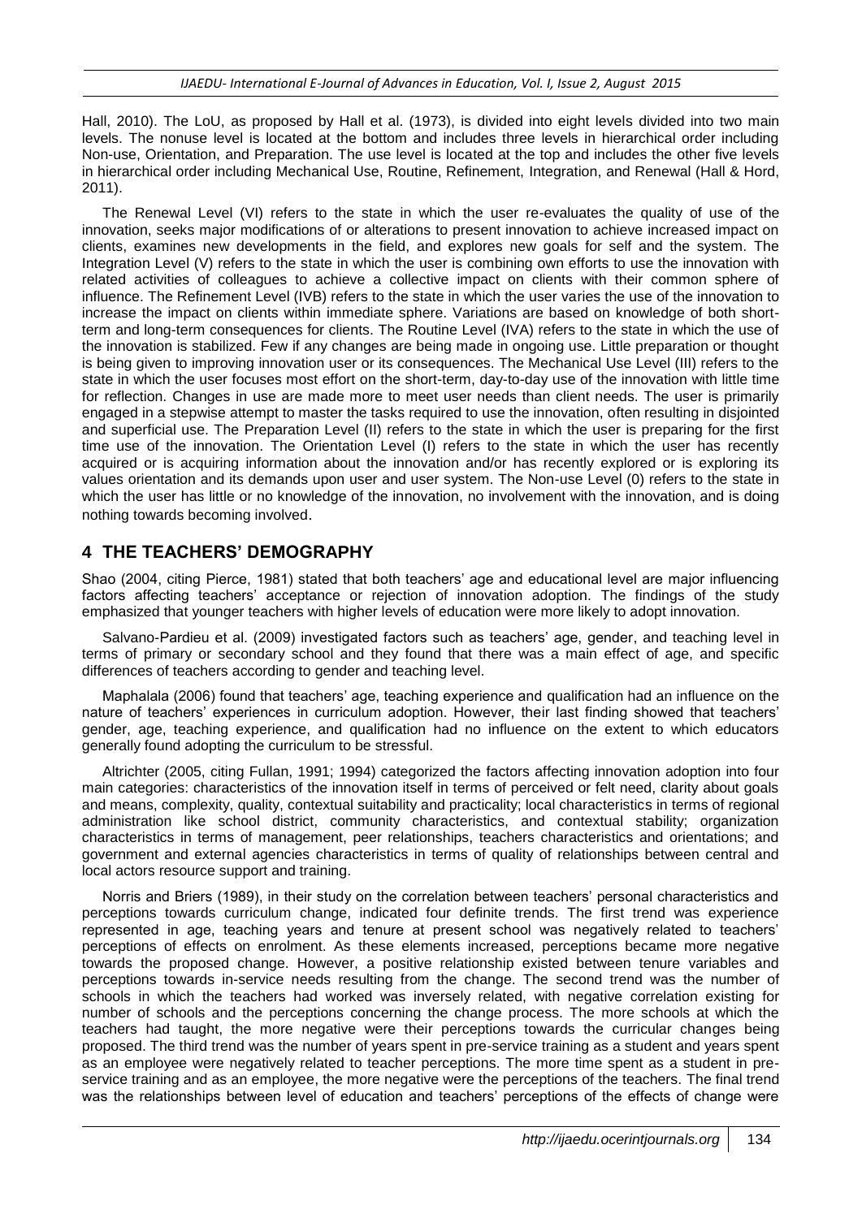Hall, 2010). The LoU, as proposed by Hall et al. (1973), is divided into eight levels divided into two main levels. The nonuse level is located at the bottom and includes three levels in hierarchical order including Non-use, Orientation, and Preparation. The use level is located at the top and includes the other five levels in hierarchical order including Mechanical Use, Routine, Refinement, Integration, and Renewal (Hall & Hord, 2011).

The Renewal Level (VI) refers to the state in which the user re-evaluates the quality of use of the innovation, seeks major modifications of or alterations to present innovation to achieve increased impact on clients, examines new developments in the field, and explores new goals for self and the system. The Integration Level (V) refers to the state in which the user is combining own efforts to use the innovation with related activities of colleagues to achieve a collective impact on clients with their common sphere of influence. The Refinement Level (IVB) refers to the state in which the user varies the use of the innovation to increase the impact on clients within immediate sphere. Variations are based on knowledge of both short-term and long-term consequences for clients. The Routine Level (IVA) refers to the state in which the use of the innovation is stabilized. Few if any changes are being made in ongoing use. Little preparation or thought is being given to improving innovation user or its consequences. The Mechanical Use Level (III) refers to the state in which the user focuses most effort on the short-term, day-to-day use of the innovation with little time for reflection. Changes in use are made more to meet user needs than client needs. The user is primarily engaged in a stepwise attempt to master the tasks required to use the innovation, often resulting in disjointed and superficial use. The Preparation Level (II) refers to the state in which the user is preparing for the first time use of the innovation. The Orientation Level (I) refers to the state in which the user has recently acquired or is acquiring information about the innovation and/or has recently explored or is exploring its values orientation and its demands upon user and user system. The Non-use Level (0) refers to the state in which the user has little or no knowledge of the innovation, no involvement with the innovation, and is doing nothing towards becoming involved.

## 4 THE TEACHERS' DEMOGRAPHY

Shao (2004, citing Pierce, 1981) stated that both teachers' age and educational level are major influencing factors affecting teachers' acceptance or rejection of innovation adoption. The findings of the study emphasized that younger teachers with higher levels of education were more likely to adopt innovation.

Salvano-Pardieu et al. (2009) investigated factors such as teachers' age, gender, and teaching level in terms of primary or secondary school and they found that there was a main effect of age, and specific differences of teachers according to gender and teaching level.

Maphalala (2006) found that teachers' age, teaching experience and qualification had an influence on the nature of teachers' experiences in curriculum adoption. However, their last finding showed that teachers' gender, age, teaching experience, and qualification had no influence on the extent to which educators generally found adopting the curriculum to be stressful.

Altrichter (2005, citing Fullan, 1991; 1994) categorized the factors affecting innovation adoption into four main categories: characteristics of the innovation itself in terms of perceived or felt need, clarity about goals and means, complexity, quality, contextual suitability and practicality; local characteristics in terms of regional administration like school district, community characteristics, and contextual stability; organization characteristics in terms of management, peer relationships, teachers characteristics and orientations; and government and external agencies characteristics in terms of quality of relationships between central and local actors resource support and training.

Norris and Briers (1989), in their study on the correlation between teachers' personal characteristics and perceptions towards curriculum change, indicated four definite trends. The first trend was experience represented in age, teaching years and tenure at present school was negatively related to teachers' perceptions of effects on enrolment. As these elements increased, perceptions became more negative towards the proposed change. However, a positive relationship existed between tenure variables and perceptions towards in-service needs resulting from the change. The second trend was the number of schools in which the teachers had worked was inversely related, with negative correlation existing for number of schools and the perceptions concerning the change process. The more schools at which the teachers had taught, the more negative were their perceptions towards the curricular changes being proposed. The third trend was the number of years spent in pre-service training as a student and years spent as an employee were negatively related to teacher perceptions. The more time spent as a student in pre-service training and as an employee, the more negative were the perceptions of the teachers. The final trend was the relationships between level of education and teachers' perceptions of the effects of change were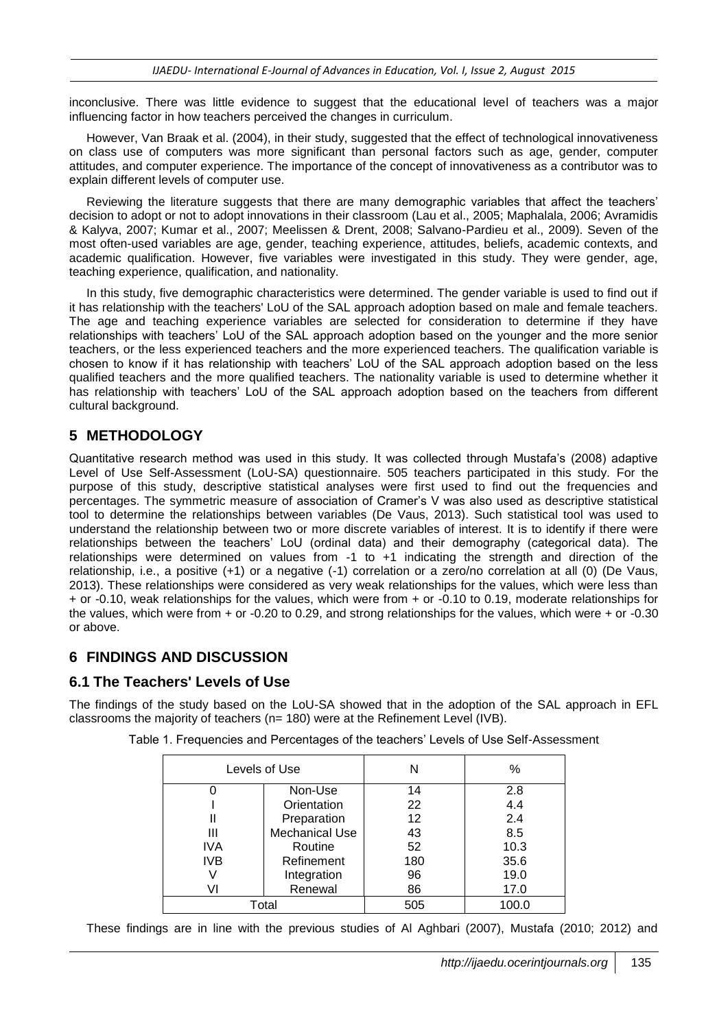inconclusive. There was little evidence to suggest that the educational level of teachers was a major influencing factor in how teachers perceived the changes in curriculum.

However, Van Braak et al. (2004), in their study, suggested that the effect of technological innovativeness on class use of computers was more significant than personal factors such as age, gender, computer attitudes, and computer experience. The importance of the concept of innovativeness as a contributor was to explain different levels of computer use.

Reviewing the literature suggests that there are many demographic variables that affect the teachers' decision to adopt or not to adopt innovations in their classroom (Lau et al., 2005; Maphalala, 2006; Avramidis & Kalyva, 2007; Kumar et al., 2007; Meelissen & Drent, 2008; Salvano-Pardieu et al., 2009). Seven of the most often-used variables are age, gender, teaching experience, attitudes, beliefs, academic contexts, and academic qualification. However, five variables were investigated in this study. They were gender, age, teaching experience, qualification, and nationality.

In this study, five demographic characteristics were determined. The gender variable is used to find out if it has relationship with the teachers' LoU of the SAL approach adoption based on male and female teachers. The age and teaching experience variables are selected for consideration to determine if they have relationships with teachers' LoU of the SAL approach adoption based on the younger and the more senior teachers, or the less experienced teachers and the more experienced teachers. The qualification variable is chosen to know if it has relationship with teachers' LoU of the SAL approach adoption based on the less qualified teachers and the more qualified teachers. The nationality variable is used to determine whether it has relationship with teachers' LoU of the SAL approach adoption based on the teachers from different cultural background.

## 5 METHODOLOGY

Quantitative research method was used in this study. It was collected through Mustafa's (2008) adaptive Level of Use Self-Assessment (LoU-SA) questionnaire. 505 teachers participated in this study. For the purpose of this study, descriptive statistical analyses were first used to find out the frequencies and percentages. The symmetric measure of association of Cramer's V was also used as descriptive statistical tool to determine the relationships between variables (De Vaus, 2013). Such statistical tool was used to understand the relationship between two or more discrete variables of interest. It is to identify if there were relationships between the teachers' LoU (ordinal data) and their demography (categorical data). The relationships were determined on values from -1 to +1 indicating the strength and direction of the relationship, i.e., a positive (+1) or a negative (-1) correlation or a zero/no correlation at all (0) (De Vaus, 2013). These relationships were considered as very weak relationships for the values, which were less than + or -0.10, weak relationships for the values, which were from + or -0.10 to 0.19, moderate relationships for the values, which were from + or -0.20 to 0.29, and strong relationships for the values, which were + or -0.30 or above.

## 6 FINDINGS AND DISCUSSION

### 6.1 The Teachers' Levels of Use

The findings of the study based on the LoU-SA showed that in the adoption of the SAL approach in EFL classrooms the majority of teachers (n= 180) were at the Refinement Level (IVB).

Table 1. Frequencies and Percentages of the teachers' Levels of Use Self-Assessment

| Levels of Use | | N | % |
|---|---|---|---|
| 0 | Non-Use | 14 | 2.8 |
| I | Orientation | 22 | 4.4 |
| II | Preparation | 12 | 2.4 |
| III | Mechanical Use | 43 | 8.5 |
| IVA | Routine | 52 | 10.3 |
| IVB | Refinement | 180 | 35.6 |
| V | Integration | 96 | 19.0 |
| VI | Renewal | 86 | 17.0 |
| Total | | 505 | 100.0 |

These findings are in line with the previous studies of Al Aghbari (2007), Mustafa (2010; 2012) and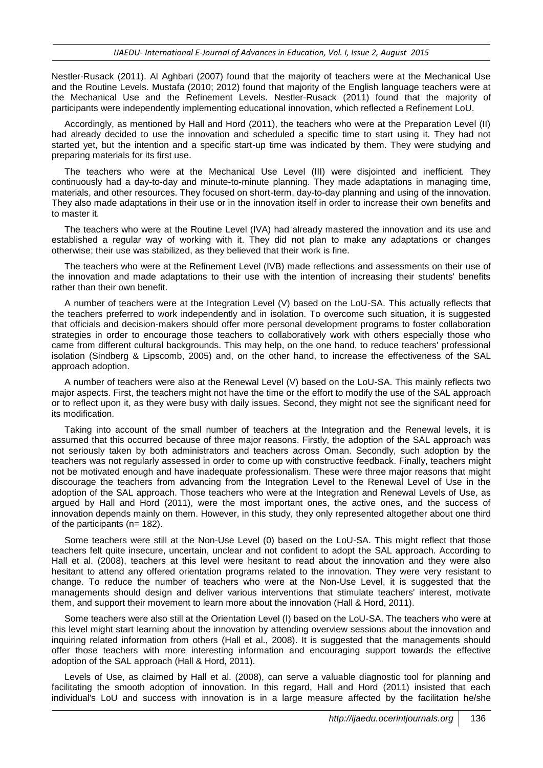Nestler-Rusack (2011). Al Aghbari (2007) found that the majority of teachers were at the Mechanical Use and the Routine Levels. Mustafa (2010; 2012) found that majority of the English language teachers were at the Mechanical Use and the Refinement Levels. Nestler-Rusack (2011) found that the majority of participants were independently implementing educational innovation, which reflected a Refinement LoU.

Accordingly, as mentioned by Hall and Hord (2011), the teachers who were at the Preparation Level (II) had already decided to use the innovation and scheduled a specific time to start using it. They had not started yet, but the intention and a specific start-up time was indicated by them. They were studying and preparing materials for its first use.

The teachers who were at the Mechanical Use Level (III) were disjointed and inefficient. They continuously had a day-to-day and minute-to-minute planning. They made adaptations in managing time, materials, and other resources. They focused on short-term, day-to-day planning and using of the innovation. They also made adaptations in their use or in the innovation itself in order to increase their own benefits and to master it.

The teachers who were at the Routine Level (IVA) had already mastered the innovation and its use and established a regular way of working with it. They did not plan to make any adaptations or changes otherwise; their use was stabilized, as they believed that their work is fine.

The teachers who were at the Refinement Level (IVB) made reflections and assessments on their use of the innovation and made adaptations to their use with the intention of increasing their students' benefits rather than their own benefit.

A number of teachers were at the Integration Level (V) based on the LoU-SA. This actually reflects that the teachers preferred to work independently and in isolation. To overcome such situation, it is suggested that officials and decision-makers should offer more personal development programs to foster collaboration strategies in order to encourage those teachers to collaboratively work with others especially those who came from different cultural backgrounds. This may help, on the one hand, to reduce teachers' professional isolation (Sindberg & Lipscomb, 2005) and, on the other hand, to increase the effectiveness of the SAL approach adoption.

A number of teachers were also at the Renewal Level (V) based on the LoU-SA. This mainly reflects two major aspects. First, the teachers might not have the time or the effort to modify the use of the SAL approach or to reflect upon it, as they were busy with daily issues. Second, they might not see the significant need for its modification.

Taking into account of the small number of teachers at the Integration and the Renewal levels, it is assumed that this occurred because of three major reasons. Firstly, the adoption of the SAL approach was not seriously taken by both administrators and teachers across Oman. Secondly, such adoption by the teachers was not regularly assessed in order to come up with constructive feedback. Finally, teachers might not be motivated enough and have inadequate professionalism. These were three major reasons that might discourage the teachers from advancing from the Integration Level to the Renewal Level of Use in the adoption of the SAL approach. Those teachers who were at the Integration and Renewal Levels of Use, as argued by Hall and Hord (2011), were the most important ones, the active ones, and the success of innovation depends mainly on them. However, in this study, they only represented altogether about one third of the participants (n= 182).

Some teachers were still at the Non-Use Level (0) based on the LoU-SA. This might reflect that those teachers felt quite insecure, uncertain, unclear and not confident to adopt the SAL approach. According to Hall et al. (2008), teachers at this level were hesitant to read about the innovation and they were also hesitant to attend any offered orientation programs related to the innovation. They were very resistant to change. To reduce the number of teachers who were at the Non-Use Level, it is suggested that the managements should design and deliver various interventions that stimulate teachers' interest, motivate them, and support their movement to learn more about the innovation (Hall & Hord, 2011).

Some teachers were also still at the Orientation Level (I) based on the LoU-SA. The teachers who were at this level might start learning about the innovation by attending overview sessions about the innovation and inquiring related information from others (Hall et al., 2008). It is suggested that the managements should offer those teachers with more interesting information and encouraging support towards the effective adoption of the SAL approach (Hall & Hord, 2011).

Levels of Use, as claimed by Hall et al. (2008), can serve a valuable diagnostic tool for planning and facilitating the smooth adoption of innovation. In this regard, Hall and Hord (2011) insisted that each individual's LoU and success with innovation is in a large measure affected by the facilitation he/she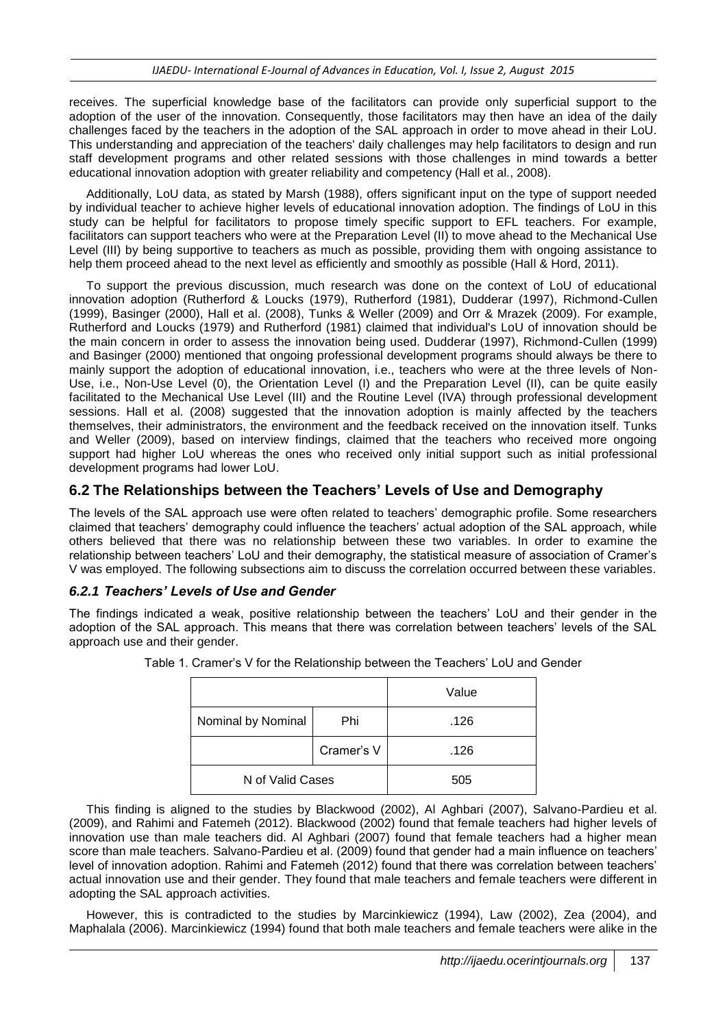receives. The superficial knowledge base of the facilitators can provide only superficial support to the adoption of the user of the innovation. Consequently, those facilitators may then have an idea of the daily challenges faced by the teachers in the adoption of the SAL approach in order to move ahead in their LoU. This understanding and appreciation of the teachers' daily challenges may help facilitators to design and run staff development programs and other related sessions with those challenges in mind towards a better educational innovation adoption with greater reliability and competency (Hall et al., 2008).

Additionally, LoU data, as stated by Marsh (1988), offers significant input on the type of support needed by individual teacher to achieve higher levels of educational innovation adoption. The findings of LoU in this study can be helpful for facilitators to propose timely specific support to EFL teachers. For example, facilitators can support teachers who were at the Preparation Level (II) to move ahead to the Mechanical Use Level (III) by being supportive to teachers as much as possible, providing them with ongoing assistance to help them proceed ahead to the next level as efficiently and smoothly as possible (Hall & Hord, 2011).

To support the previous discussion, much research was done on the context of LoU of educational innovation adoption (Rutherford & Loucks (1979), Rutherford (1981), Dudderar (1997), Richmond-Cullen (1999), Basinger (2000), Hall et al. (2008), Tunks & Weller (2009) and Orr & Mrazek (2009). For example, Rutherford and Loucks (1979) and Rutherford (1981) claimed that individual's LoU of innovation should be the main concern in order to assess the innovation being used. Dudderar (1997), Richmond-Cullen (1999) and Basinger (2000) mentioned that ongoing professional development programs should always be there to mainly support the adoption of educational innovation, i.e., teachers who were at the three levels of Non-Use, i.e., Non-Use Level (0), the Orientation Level (I) and the Preparation Level (II), can be quite easily facilitated to the Mechanical Use Level (III) and the Routine Level (IVA) through professional development sessions. Hall et al. (2008) suggested that the innovation adoption is mainly affected by the teachers themselves, their administrators, the environment and the feedback received on the innovation itself. Tunks and Weller (2009), based on interview findings, claimed that the teachers who received more ongoing support had higher LoU whereas the ones who received only initial support such as initial professional development programs had lower LoU.

## 6.2 The Relationships between the Teachers' Levels of Use and Demography

The levels of the SAL approach use were often related to teachers' demographic profile. Some researchers claimed that teachers' demography could influence the teachers' actual adoption of the SAL approach, while others believed that there was no relationship between these two variables. In order to examine the relationship between teachers' LoU and their demography, the statistical measure of association of Cramer's V was employed. The following subsections aim to discuss the correlation occurred between these variables.

### *6.2.1 Teachers' Levels of Use and Gender*

The findings indicated a weak, positive relationship between the teachers' LoU and their gender in the adoption of the SAL approach. This means that there was correlation between teachers' levels of the SAL approach use and their gender.

Table 1. Cramer's V for the Relationship between the Teachers' LoU and Gender

| | | Value |
|---|---|---|
| Nominal by Nominal | Phi | .126 |
| | Cramer's V | .126 |
| N of Valid Cases | | 505 |

This finding is aligned to the studies by Blackwood (2002), Al Aghbari (2007), Salvano-Pardieu et al. (2009), and Rahimi and Fatemeh (2012). Blackwood (2002) found that female teachers had higher levels of innovation use than male teachers did. Al Aghbari (2007) found that female teachers had a higher mean score than male teachers. Salvano-Pardieu et al. (2009) found that gender had a main influence on teachers' level of innovation adoption. Rahimi and Fatemeh (2012) found that there was correlation between teachers' actual innovation use and their gender. They found that male teachers and female teachers were different in adopting the SAL approach activities.

However, this is contradicted to the studies by Marcinkiewicz (1994), Law (2002), Zea (2004), and Maphalala (2006). Marcinkiewicz (1994) found that both male teachers and female teachers were alike in the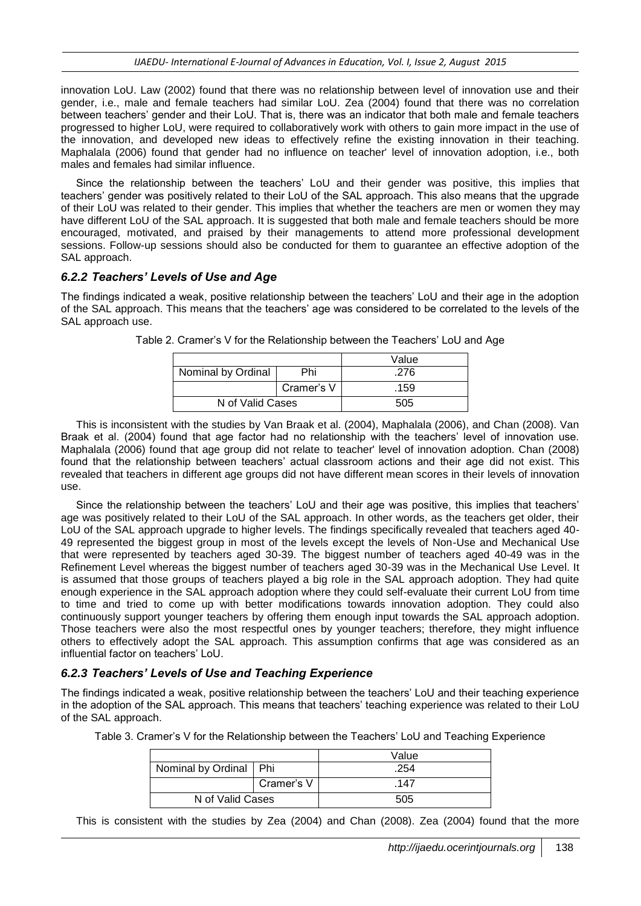innovation LoU. Law (2002) found that there was no relationship between level of innovation use and their gender, i.e., male and female teachers had similar LoU. Zea (2004) found that there was no correlation between teachers' gender and their LoU. That is, there was an indicator that both male and female teachers progressed to higher LoU, were required to collaboratively work with others to gain more impact in the use of the innovation, and developed new ideas to effectively refine the existing innovation in their teaching. Maphalala (2006) found that gender had no influence on teacher' level of innovation adoption, i.e., both males and females had similar influence.

Since the relationship between the teachers' LoU and their gender was positive, this implies that teachers' gender was positively related to their LoU of the SAL approach. This also means that the upgrade of their LoU was related to their gender. This implies that whether the teachers are men or women they may have different LoU of the SAL approach. It is suggested that both male and female teachers should be more encouraged, motivated, and praised by their managements to attend more professional development sessions. Follow-up sessions should also be conducted for them to guarantee an effective adoption of the SAL approach.

### *6.2.2 Teachers' Levels of Use and Age*

The findings indicated a weak, positive relationship between the teachers' LoU and their age in the adoption of the SAL approach. This means that the teachers' age was considered to be correlated to the levels of the SAL approach use.

Table 2. Cramer's V for the Relationship between the Teachers' LoU and Age

| | | Value |
|---|---|---|
| Nominal by Ordinal | Phi | .276 |
| | Cramer's V | .159 |
| N of Valid Cases | | 505 |

This is inconsistent with the studies by Van Braak et al. (2004), Maphalala (2006), and Chan (2008). Van Braak et al. (2004) found that age factor had no relationship with the teachers' level of innovation use. Maphalala (2006) found that age group did not relate to teacher' level of innovation adoption. Chan (2008) found that the relationship between teachers' actual classroom actions and their age did not exist. This revealed that teachers in different age groups did not have different mean scores in their levels of innovation use.

Since the relationship between the teachers' LoU and their age was positive, this implies that teachers' age was positively related to their LoU of the SAL approach. In other words, as the teachers get older, their LoU of the SAL approach upgrade to higher levels. The findings specifically revealed that teachers aged 40-49 represented the biggest group in most of the levels except the levels of Non-Use and Mechanical Use that were represented by teachers aged 30-39. The biggest number of teachers aged 40-49 was in the Refinement Level whereas the biggest number of teachers aged 30-39 was in the Mechanical Use Level. It is assumed that those groups of teachers played a big role in the SAL approach adoption. They had quite enough experience in the SAL approach adoption where they could self-evaluate their current LoU from time to time and tried to come up with better modifications towards innovation adoption. They could also continuously support younger teachers by offering them enough input towards the SAL approach adoption. Those teachers were also the most respectful ones by younger teachers; therefore, they might influence others to effectively adopt the SAL approach. This assumption confirms that age was considered as an influential factor on teachers' LoU.

### *6.2.3 Teachers' Levels of Use and Teaching Experience*

The findings indicated a weak, positive relationship between the teachers' LoU and their teaching experience in the adoption of the SAL approach. This means that teachers' teaching experience was related to their LoU of the SAL approach.

Table 3. Cramer's V for the Relationship between the Teachers' LoU and Teaching Experience

| | | Value |
|---|---|---|
| Nominal by Ordinal | Phi | .254 |
| | Cramer's V | .147 |
| N of Valid Cases | | 505 |

This is consistent with the studies by Zea (2004) and Chan (2008). Zea (2004) found that the more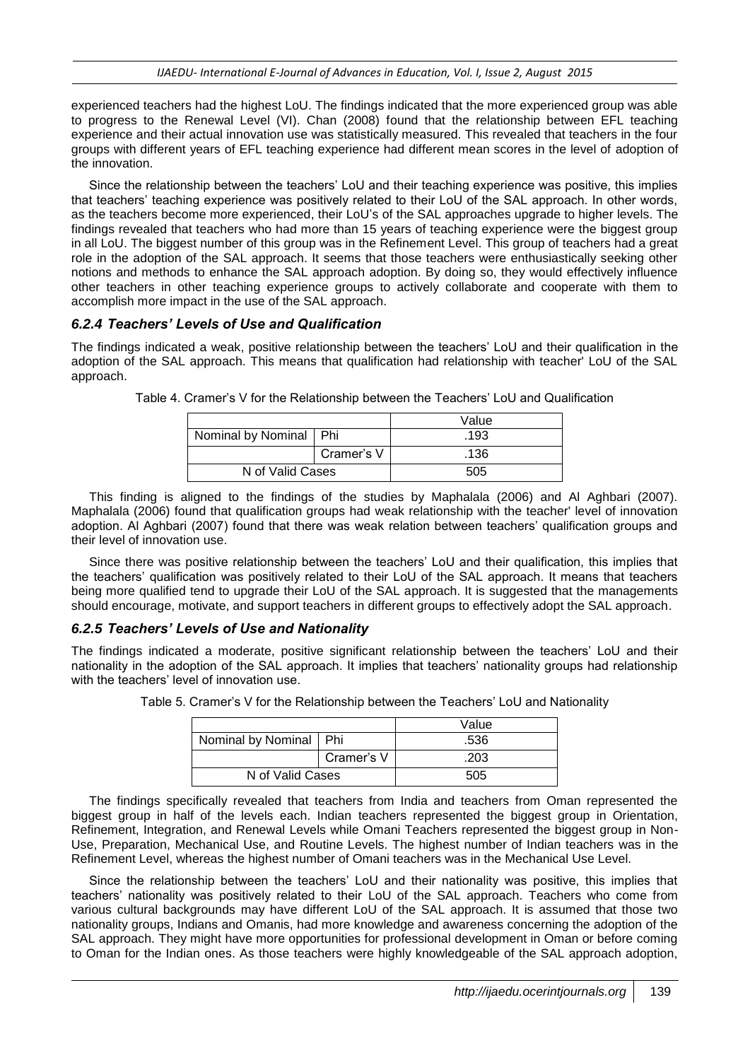experienced teachers had the highest LoU. The findings indicated that the more experienced group was able to progress to the Renewal Level (VI). Chan (2008) found that the relationship between EFL teaching experience and their actual innovation use was statistically measured. This revealed that teachers in the four groups with different years of EFL teaching experience had different mean scores in the level of adoption of the innovation.

Since the relationship between the teachers' LoU and their teaching experience was positive, this implies that teachers' teaching experience was positively related to their LoU of the SAL approach. In other words, as the teachers become more experienced, their LoU's of the SAL approaches upgrade to higher levels. The findings revealed that teachers who had more than 15 years of teaching experience were the biggest group in all LoU. The biggest number of this group was in the Refinement Level. This group of teachers had a great role in the adoption of the SAL approach. It seems that those teachers were enthusiastically seeking other notions and methods to enhance the SAL approach adoption. By doing so, they would effectively influence other teachers in other teaching experience groups to actively collaborate and cooperate with them to accomplish more impact in the use of the SAL approach.

### *6.2.4 Teachers' Levels of Use and Qualification*

The findings indicated a weak, positive relationship between the teachers' LoU and their qualification in the adoption of the SAL approach. This means that qualification had relationship with teacher' LoU of the SAL approach.

Table 4. Cramer's V for the Relationship between the Teachers' LoU and Qualification

| | | Value |
|---|---|---|
| Nominal by Nominal | Phi | .193 |
| | Cramer's V | .136 |
| N of Valid Cases | | 505 |

This finding is aligned to the findings of the studies by Maphalala (2006) and Al Aghbari (2007). Maphalala (2006) found that qualification groups had weak relationship with the teacher' level of innovation adoption. Al Aghbari (2007) found that there was weak relation between teachers' qualification groups and their level of innovation use.

Since there was positive relationship between the teachers' LoU and their qualification, this implies that the teachers' qualification was positively related to their LoU of the SAL approach. It means that teachers being more qualified tend to upgrade their LoU of the SAL approach. It is suggested that the managements should encourage, motivate, and support teachers in different groups to effectively adopt the SAL approach.

### *6.2.5 Teachers' Levels of Use and Nationality*

The findings indicated a moderate, positive significant relationship between the teachers' LoU and their nationality in the adoption of the SAL approach. It implies that teachers' nationality groups had relationship with the teachers' level of innovation use.

Table 5. Cramer's V for the Relationship between the Teachers' LoU and Nationality

| | | Value |
|---|---|---|
| Nominal by Nominal | Phi | .536 |
| | Cramer's V | .203 |
| N of Valid Cases | | 505 |

The findings specifically revealed that teachers from India and teachers from Oman represented the biggest group in half of the levels each. Indian teachers represented the biggest group in Orientation, Refinement, Integration, and Renewal Levels while Omani Teachers represented the biggest group in Non-Use, Preparation, Mechanical Use, and Routine Levels. The highest number of Indian teachers was in the Refinement Level, whereas the highest number of Omani teachers was in the Mechanical Use Level.

Since the relationship between the teachers' LoU and their nationality was positive, this implies that teachers' nationality was positively related to their LoU of the SAL approach. Teachers who come from various cultural backgrounds may have different LoU of the SAL approach. It is assumed that those two nationality groups, Indians and Omanis, had more knowledge and awareness concerning the adoption of the SAL approach. They might have more opportunities for professional development in Oman or before coming to Oman for the Indian ones. As those teachers were highly knowledgeable of the SAL approach adoption,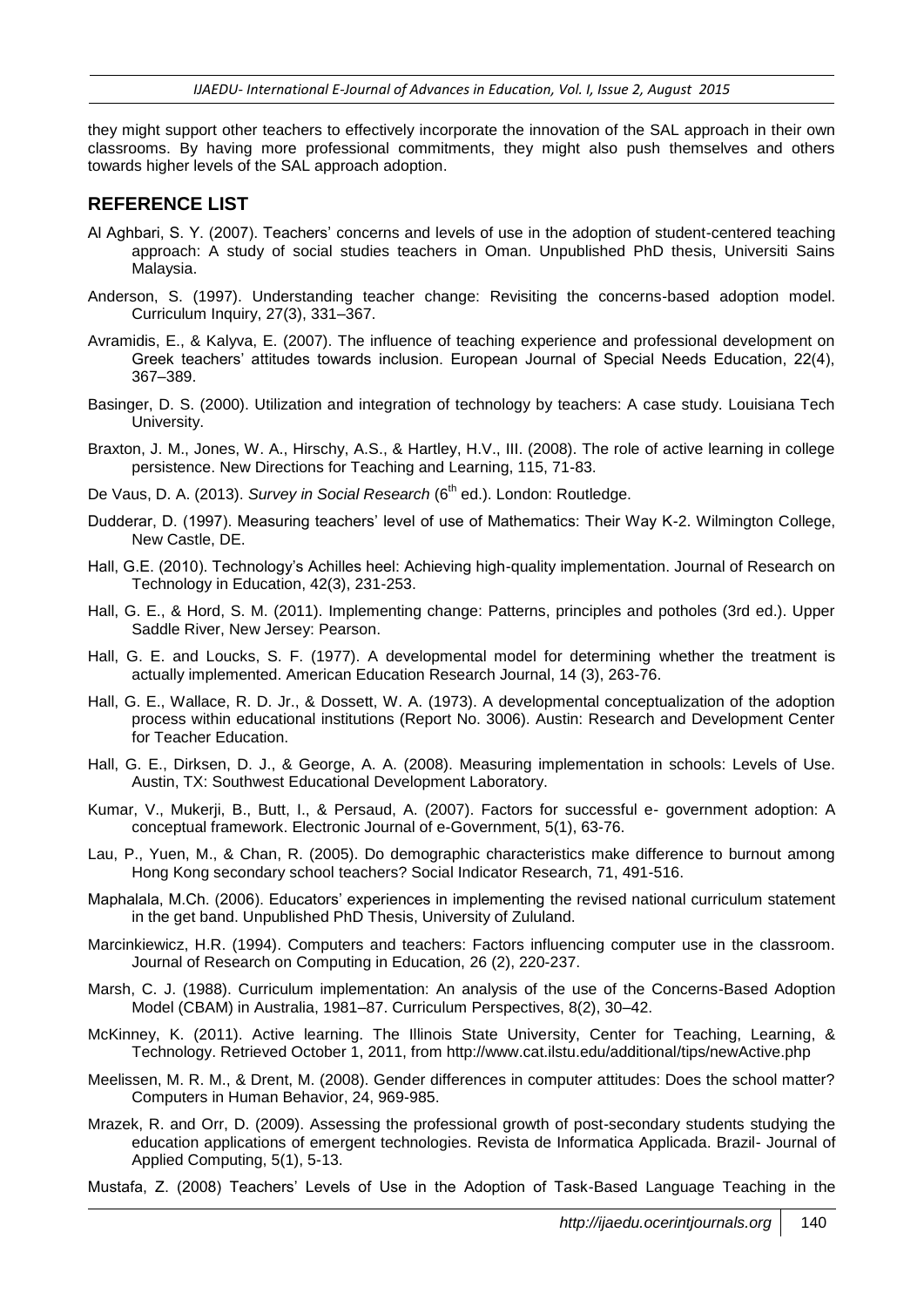they might support other teachers to effectively incorporate the innovation of the SAL approach in their own classrooms. By having more professional commitments, they might also push themselves and others towards higher levels of the SAL approach adoption.

## REFERENCE LIST

Al Aghbari, S. Y. (2007). Teachers' concerns and levels of use in the adoption of student-centered teaching approach: A study of social studies teachers in Oman. Unpublished PhD thesis, Universiti Sains Malaysia.

Anderson, S. (1997). Understanding teacher change: Revisiting the concerns-based adoption model. Curriculum Inquiry, 27(3), 331–367.

Avramidis, E., & Kalyva, E. (2007). The influence of teaching experience and professional development on Greek teachers' attitudes towards inclusion. European Journal of Special Needs Education, 22(4), 367–389.

Basinger, D. S. (2000). Utilization and integration of technology by teachers: A case study. Louisiana Tech University.

Braxton, J. M., Jones, W. A., Hirschy, A.S., & Hartley, H.V., III. (2008). The role of active learning in college persistence. New Directions for Teaching and Learning, 115, 71-83.

De Vaus, D. A. (2013). *Survey in Social Research* (6th ed.). London: Routledge.

Dudderar, D. (1997). Measuring teachers' level of use of Mathematics: Their Way K-2. Wilmington College, New Castle, DE.

Hall, G.E. (2010). Technology's Achilles heel: Achieving high-quality implementation. Journal of Research on Technology in Education, 42(3), 231-253.

Hall, G. E., & Hord, S. M. (2011). Implementing change: Patterns, principles and potholes (3rd ed.). Upper Saddle River, New Jersey: Pearson.

Hall, G. E. and Loucks, S. F. (1977). A developmental model for determining whether the treatment is actually implemented. American Education Research Journal, 14 (3), 263-76.

Hall, G. E., Wallace, R. D. Jr., & Dossett, W. A. (1973). A developmental conceptualization of the adoption process within educational institutions (Report No. 3006). Austin: Research and Development Center for Teacher Education.

Hall, G. E., Dirksen, D. J., & George, A. A. (2008). Measuring implementation in schools: Levels of Use. Austin, TX: Southwest Educational Development Laboratory.

Kumar, V., Mukerji, B., Butt, I., & Persaud, A. (2007). Factors for successful e- government adoption: A conceptual framework. Electronic Journal of e-Government, 5(1), 63-76.

Lau, P., Yuen, M., & Chan, R. (2005). Do demographic characteristics make difference to burnout among Hong Kong secondary school teachers? Social Indicator Research, 71, 491-516.

Maphalala, M.Ch. (2006). Educators' experiences in implementing the revised national curriculum statement in the get band. Unpublished PhD Thesis, University of Zululand.

Marcinkiewicz, H.R. (1994). Computers and teachers: Factors influencing computer use in the classroom. Journal of Research on Computing in Education, 26 (2), 220-237.

Marsh, C. J. (1988). Curriculum implementation: An analysis of the use of the Concerns-Based Adoption Model (CBAM) in Australia, 1981–87. Curriculum Perspectives, 8(2), 30–42.

McKinney, K. (2011). Active learning. The Illinois State University, Center for Teaching, Learning, & Technology. Retrieved October 1, 2011, from http://www.cat.ilstu.edu/additional/tips/newActive.php

Meelissen, M. R. M., & Drent, M. (2008). Gender differences in computer attitudes: Does the school matter? Computers in Human Behavior, 24, 969-985.

Mrazek, R. and Orr, D. (2009). Assessing the professional growth of post-secondary students studying the education applications of emergent technologies. Revista de Informatica Applicada. Brazil- Journal of Applied Computing, 5(1), 5-13.

Mustafa, Z. (2008) Teachers' Levels of Use in the Adoption of Task-Based Language Teaching in the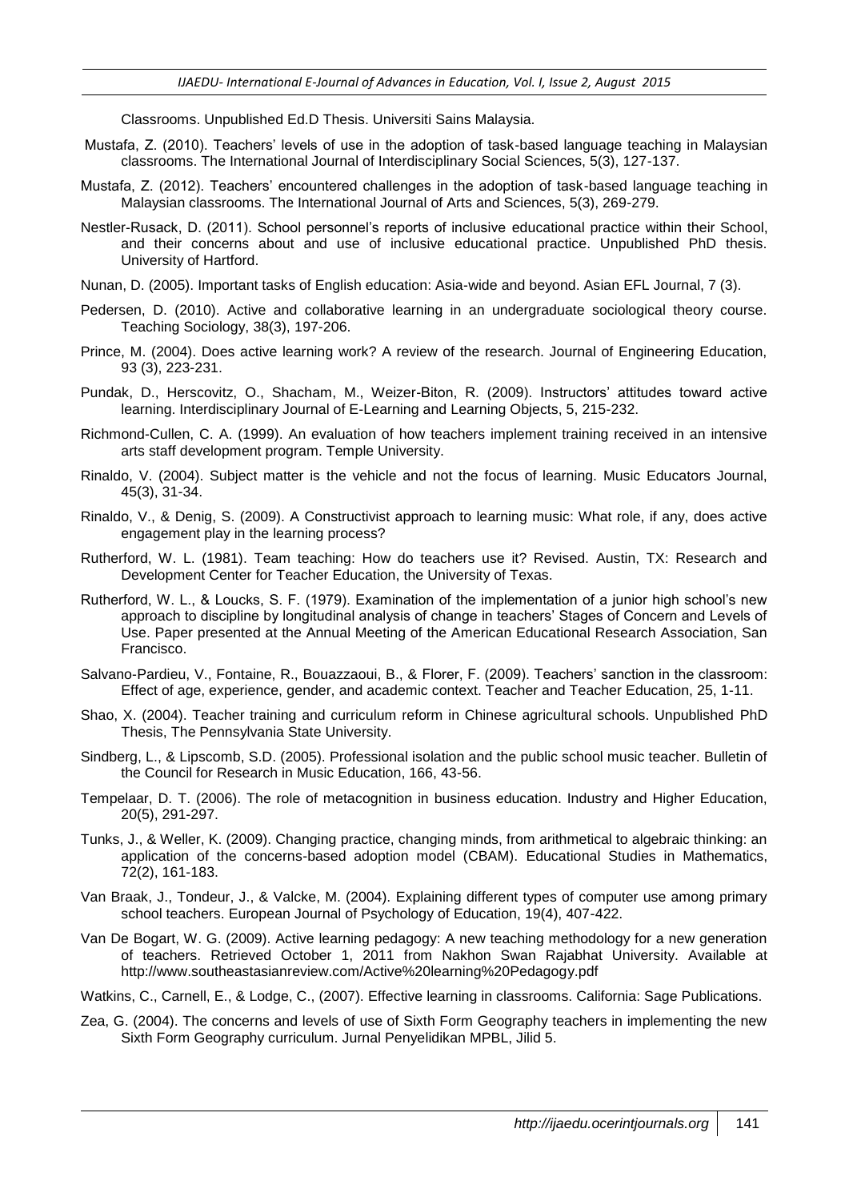Classrooms. Unpublished Ed.D Thesis. Universiti Sains Malaysia.

Mustafa, Z. (2010). Teachers' levels of use in the adoption of task-based language teaching in Malaysian classrooms. The International Journal of Interdisciplinary Social Sciences, 5(3), 127-137.

Mustafa, Z. (2012). Teachers' encountered challenges in the adoption of task-based language teaching in Malaysian classrooms. The International Journal of Arts and Sciences, 5(3), 269-279.

Nestler-Rusack, D. (2011). School personnel's reports of inclusive educational practice within their School, and their concerns about and use of inclusive educational practice. Unpublished PhD thesis. University of Hartford.

Nunan, D. (2005). Important tasks of English education: Asia-wide and beyond. Asian EFL Journal, 7 (3).

Pedersen, D. (2010). Active and collaborative learning in an undergraduate sociological theory course. Teaching Sociology, 38(3), 197-206.

Prince, M. (2004). Does active learning work? A review of the research. Journal of Engineering Education, 93 (3), 223-231.

Pundak, D., Herscovitz, O., Shacham, M., Weizer-Biton, R. (2009). Instructors' attitudes toward active learning. Interdisciplinary Journal of E-Learning and Learning Objects, 5, 215-232.

Richmond-Cullen, C. A. (1999). An evaluation of how teachers implement training received in an intensive arts staff development program. Temple University.

Rinaldo, V. (2004). Subject matter is the vehicle and not the focus of learning. Music Educators Journal, 45(3), 31-34.

Rinaldo, V., & Denig, S. (2009). A Constructivist approach to learning music: What role, if any, does active engagement play in the learning process?

Rutherford, W. L. (1981). Team teaching: How do teachers use it? Revised. Austin, TX: Research and Development Center for Teacher Education, the University of Texas.

Rutherford, W. L., & Loucks, S. F. (1979). Examination of the implementation of a junior high school's new approach to discipline by longitudinal analysis of change in teachers' Stages of Concern and Levels of Use. Paper presented at the Annual Meeting of the American Educational Research Association, San Francisco.

Salvano-Pardieu, V., Fontaine, R., Bouazzaoui, B., & Florer, F. (2009). Teachers' sanction in the classroom: Effect of age, experience, gender, and academic context. Teacher and Teacher Education, 25, 1-11.

Shao, X. (2004). Teacher training and curriculum reform in Chinese agricultural schools. Unpublished PhD Thesis, The Pennsylvania State University.

Sindberg, L., & Lipscomb, S.D. (2005). Professional isolation and the public school music teacher. Bulletin of the Council for Research in Music Education, 166, 43-56.

Tempelaar, D. T. (2006). The role of metacognition in business education. Industry and Higher Education, 20(5), 291-297.

Tunks, J., & Weller, K. (2009). Changing practice, changing minds, from arithmetical to algebraic thinking: an application of the concerns-based adoption model (CBAM). Educational Studies in Mathematics, 72(2), 161-183.

Van Braak, J., Tondeur, J., & Valcke, M. (2004). Explaining different types of computer use among primary school teachers. European Journal of Psychology of Education, 19(4), 407-422.

Van De Bogart, W. G. (2009). Active learning pedagogy: A new teaching methodology for a new generation of teachers. Retrieved October 1, 2011 from Nakhon Swan Rajabhat University. Available at http://www.southeastasianreview.com/Active%20learning%20Pedagogy.pdf

Watkins, C., Carnell, E., & Lodge, C., (2007). Effective learning in classrooms. California: Sage Publications.

Zea, G. (2004). The concerns and levels of use of Sixth Form Geography teachers in implementing the new Sixth Form Geography curriculum. Jurnal Penyelidikan MPBL, Jilid 5.